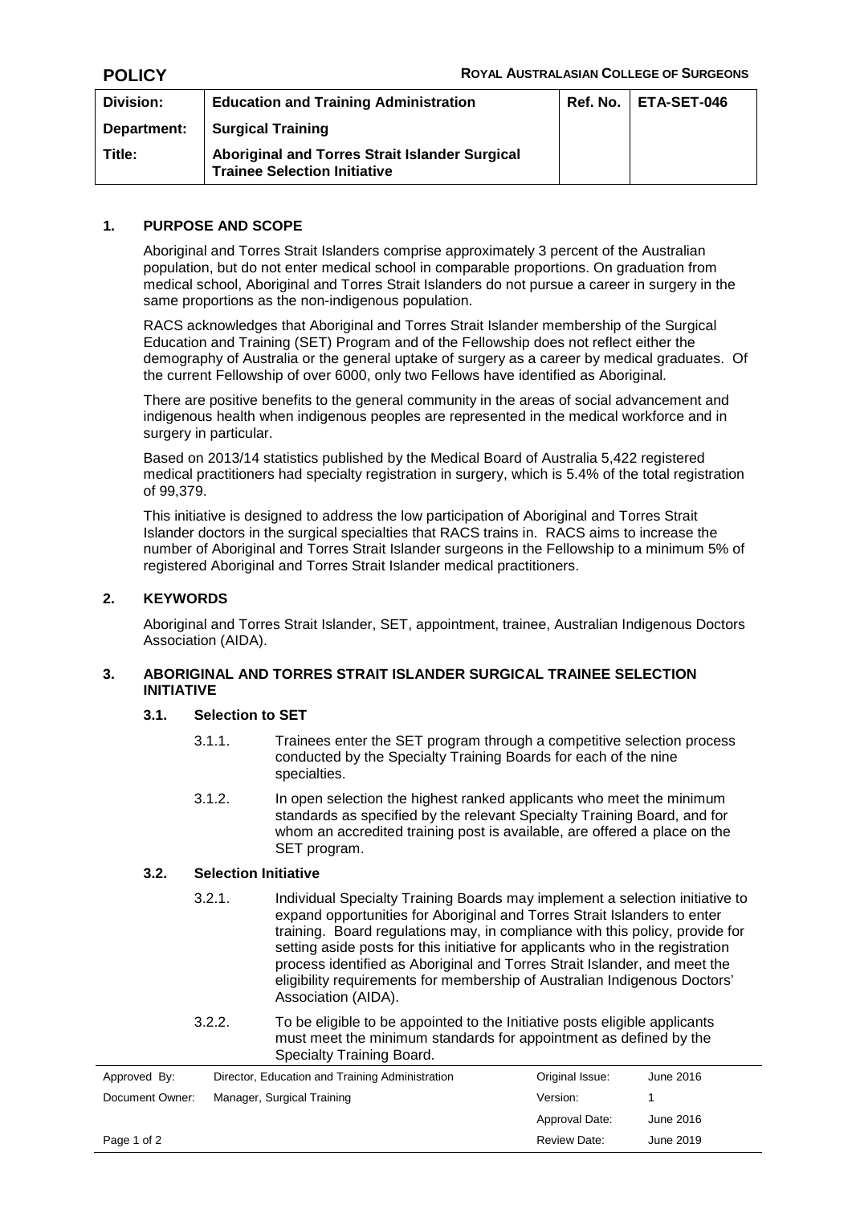**POLICY** **ROYAL AUSTRALASIAN COLLEGE OF SURGEONS**

| Division: | Education and Training Administration | Ref. No. | ETA-SET-046 |
|---|---|---|---|
| Department: | Surgical Training | | |
| Title: | Aboriginal and Torres Strait Islander Surgical Trainee Selection Initiative | | |

## 1. PURPOSE AND SCOPE

Aboriginal and Torres Strait Islanders comprise approximately 3 percent of the Australian population, but do not enter medical school in comparable proportions. On graduation from medical school, Aboriginal and Torres Strait Islanders do not pursue a career in surgery in the same proportions as the non-indigenous population.

RACS acknowledges that Aboriginal and Torres Strait Islander membership of the Surgical Education and Training (SET) Program and of the Fellowship does not reflect either the demography of Australia or the general uptake of surgery as a career by medical graduates. Of the current Fellowship of over 6000, only two Fellows have identified as Aboriginal.

There are positive benefits to the general community in the areas of social advancement and indigenous health when indigenous peoples are represented in the medical workforce and in surgery in particular.

Based on 2013/14 statistics published by the Medical Board of Australia 5,422 registered medical practitioners had specialty registration in surgery, which is 5.4% of the total registration of 99,379.

This initiative is designed to address the low participation of Aboriginal and Torres Strait Islander doctors in the surgical specialties that RACS trains in. RACS aims to increase the number of Aboriginal and Torres Strait Islander surgeons in the Fellowship to a minimum 5% of registered Aboriginal and Torres Strait Islander medical practitioners.

## 2. KEYWORDS

Aboriginal and Torres Strait Islander, SET, appointment, trainee, Australian Indigenous Doctors Association (AIDA).

## 3. ABORIGINAL AND TORRES STRAIT ISLANDER SURGICAL TRAINEE SELECTION INITIATIVE

### 3.1. Selection to SET

3.1.1. Trainees enter the SET program through a competitive selection process conducted by the Specialty Training Boards for each of the nine specialties.

3.1.2. In open selection the highest ranked applicants who meet the minimum standards as specified by the relevant Specialty Training Board, and for whom an accredited training post is available, are offered a place on the SET program.

### 3.2. Selection Initiative

3.2.1. Individual Specialty Training Boards may implement a selection initiative to expand opportunities for Aboriginal and Torres Strait Islanders to enter training. Board regulations may, in compliance with this policy, provide for setting aside posts for this initiative for applicants who in the registration process identified as Aboriginal and Torres Strait Islander, and meet the eligibility requirements for membership of Australian Indigenous Doctors' Association (AIDA).

3.2.2. To be eligible to be appointed to the Initiative posts eligible applicants must meet the minimum standards for appointment as defined by the Specialty Training Board.

| Approved By: | Director, Education and Training Administration | Original Issue: | June 2016 |
|---|---|---|---|
| Document Owner: | Manager, Surgical Training | Version: | 1 |
| | | Approval Date: | June 2016 |
| | | Review Date: | June 2019 |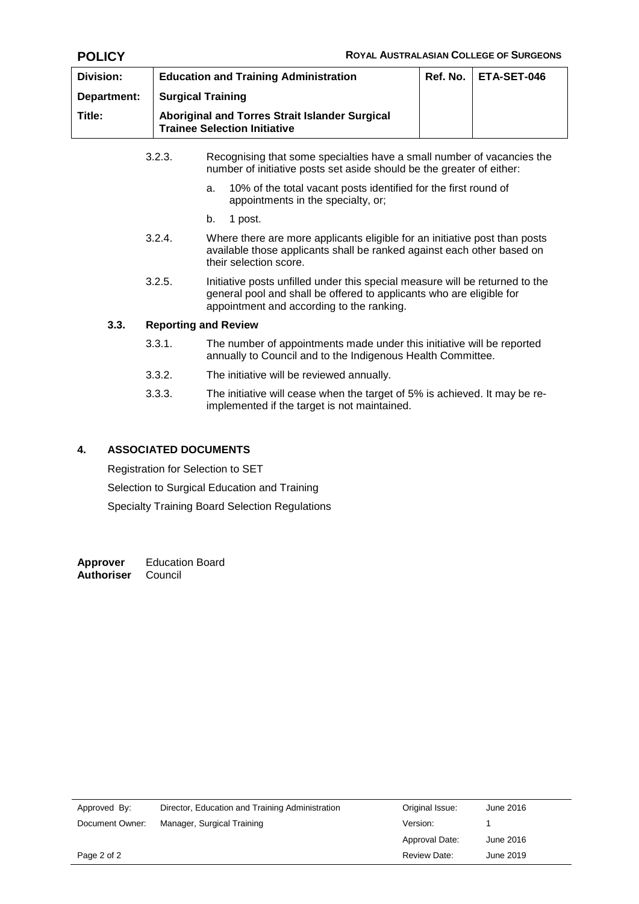3.2.3. Recognising that some specialties have a small number of vacancies the number of initiative posts set aside should be the greater of either:

   a. 10% of the total vacant posts identified for the first round of appointments in the specialty, or;

   b. 1 post.

3.2.4. Where there are more applicants eligible for an initiative post than posts available those applicants shall be ranked against each other based on their selection score.

3.2.5. Initiative posts unfilled under this special measure will be returned to the general pool and shall be offered to applicants who are eligible for appointment and according to the ranking.

### 3.3. Reporting and Review

3.3.1. The number of appointments made under this initiative will be reported annually to Council and to the Indigenous Health Committee.

3.3.2. The initiative will be reviewed annually.

3.3.3. The initiative will cease when the target of 5% is achieved. It may be re-implemented if the target is not maintained.

## 4. ASSOCIATED DOCUMENTS

Registration for Selection to SET

Selection to Surgical Education and Training

Specialty Training Board Selection Regulations

**Approver** Education Board
**Authoriser** Council

| | | | |
|---|---|---|---|
| Approved By: | Director, Education and Training Administration | Original Issue: | June 2016 |
| Document Owner: | Manager, Surgical Training | Version: | 1 |
| | | Approval Date: | June 2016 |
| | | Review Date: | June 2019 |